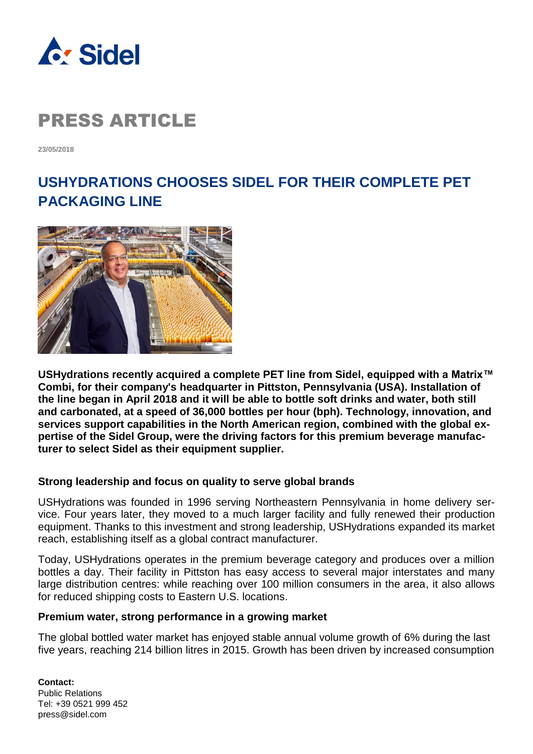# PRESS ARTICLE

23/05/2018

## USHYDRATIONS CHOOSES SIDEL FOR THEIR COMPLETE PET PACKAGING LINE

**USHydrations recently acquired a complete PET line from Sidel, equipped with a Matrix™ Combi, for their company's headquarter in Pittston, Pennsylvania (USA). Installation of the line began in April 2018 and it will be able to bottle soft drinks and water, both still and carbonated, at a speed of 36,000 bottles per hour (bph). Technology, innovation, and services support capabilities in the North American region, combined with the global expertise of the Sidel Group, were the driving factors for this premium beverage manufacturer to select Sidel as their equipment supplier.**

### Strong leadership and focus on quality to serve global brands

USHydrations was founded in 1996 serving Northeastern Pennsylvania in home delivery service. Four years later, they moved to a much larger facility and fully renewed their production equipment. Thanks to this investment and strong leadership, USHydrations expanded its market reach, establishing itself as a global contract manufacturer.

Today, USHydrations operates in the premium beverage category and produces over a million bottles a day. Their facility in Pittston has easy access to several major interstates and many large distribution centres: while reaching over 100 million consumers in the area, it also allows for reduced shipping costs to Eastern U.S. locations.

### Premium water, strong performance in a growing market

The global bottled water market has enjoyed stable annual volume growth of 6% during the last five years, reaching 214 billion litres in 2015. Growth has been driven by increased consumption

**Contact:**
Public Relations
Tel: +39 0521 999 452
press@sidel.com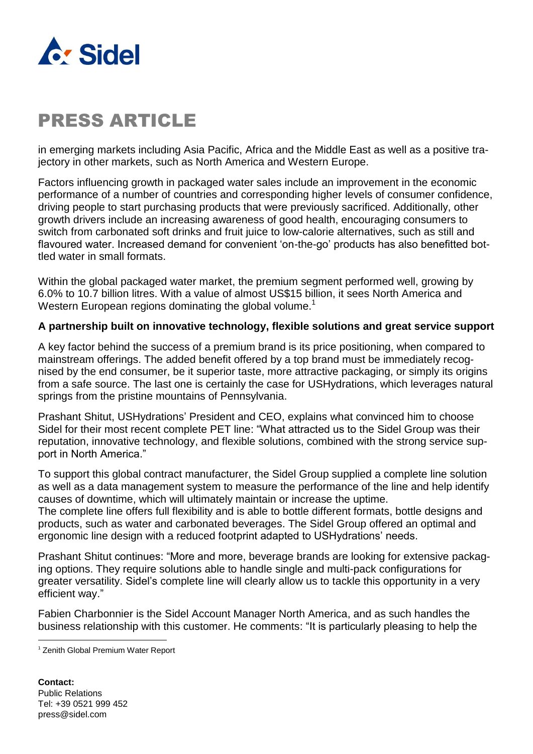in emerging markets including Asia Pacific, Africa and the Middle East as well as a positive trajectory in other markets, such as North America and Western Europe.

Factors influencing growth in packaged water sales include an improvement in the economic performance of a number of countries and corresponding higher levels of consumer confidence, driving people to start purchasing products that were previously sacrificed. Additionally, other growth drivers include an increasing awareness of good health, encouraging consumers to switch from carbonated soft drinks and fruit juice to low-calorie alternatives, such as still and flavoured water. Increased demand for convenient 'on-the-go' products has also benefitted bottled water in small formats.

Within the global packaged water market, the premium segment performed well, growing by 6.0% to 10.7 billion litres. With a value of almost US$15 billion, it sees North America and Western European regions dominating the global volume.[1]

**A partnership built on innovative technology, flexible solutions and great service support**

A key factor behind the success of a premium brand is its price positioning, when compared to mainstream offerings. The added benefit offered by a top brand must be immediately recognised by the end consumer, be it superior taste, more attractive packaging, or simply its origins from a safe source. The last one is certainly the case for USHydrations, which leverages natural springs from the pristine mountains of Pennsylvania.

Prashant Shitut, USHydrations' President and CEO, explains what convinced him to choose Sidel for their most recent complete PET line: "What attracted us to the Sidel Group was their reputation, innovative technology, and flexible solutions, combined with the strong service support in North America."

To support this global contract manufacturer, the Sidel Group supplied a complete line solution as well as a data management system to measure the performance of the line and help identify causes of downtime, which will ultimately maintain or increase the uptime.
The complete line offers full flexibility and is able to bottle different formats, bottle designs and products, such as water and carbonated beverages. The Sidel Group offered an optimal and ergonomic line design with a reduced footprint adapted to USHydrations' needs.

Prashant Shitut continues: "More and more, beverage brands are looking for extensive packaging options. They require solutions able to handle single and multi-pack configurations for greater versatility. Sidel's complete line will clearly allow us to tackle this opportunity in a very efficient way."

Fabien Charbonnier is the Sidel Account Manager North America, and as such handles the business relationship with this customer. He comments: "It is particularly pleasing to help the

[1] Zenith Global Premium Water Report

**Contact:**
Public Relations
Tel: +39 0521 999 452
press@sidel.com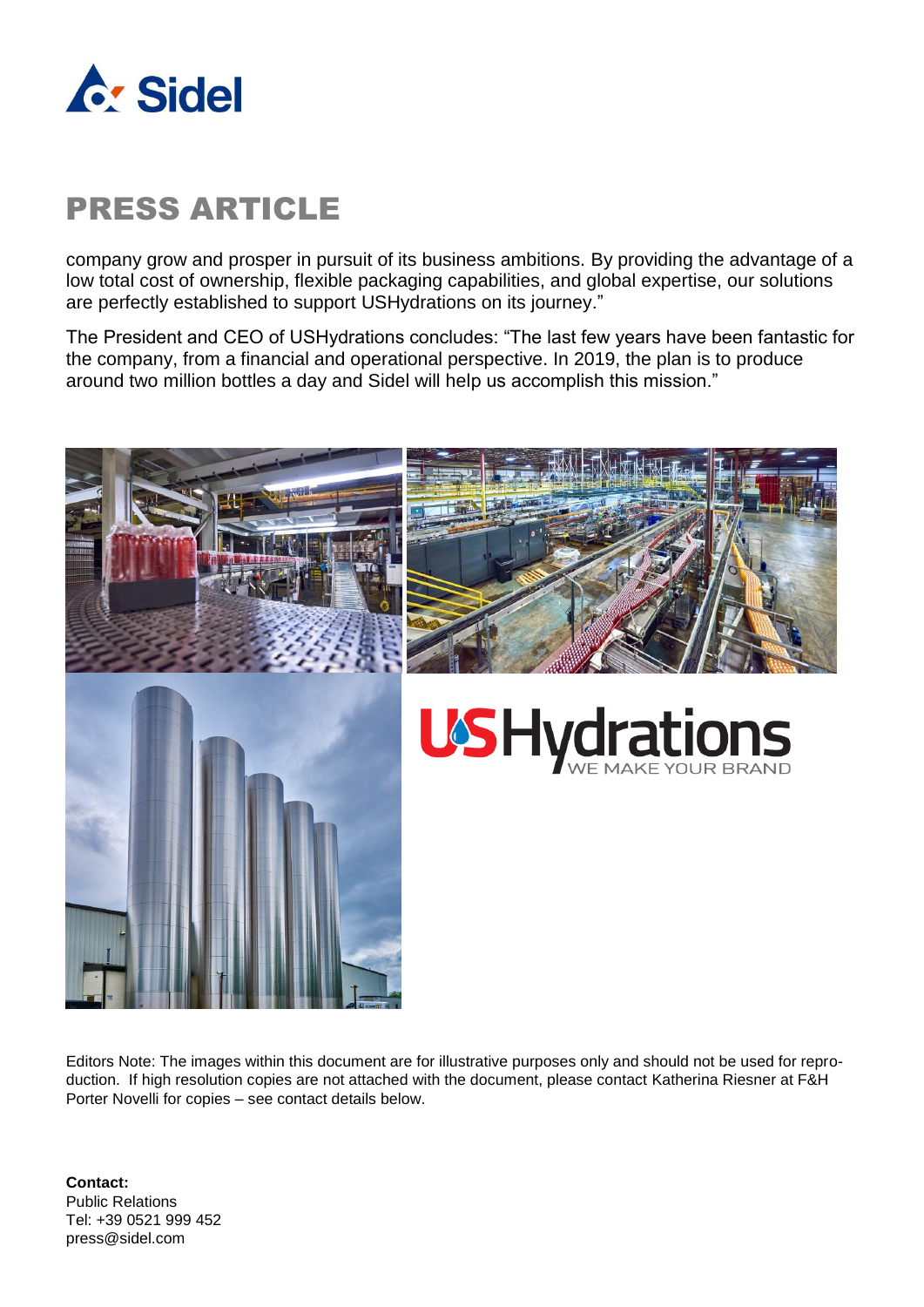# PRESS ARTICLE

company grow and prosper in pursuit of its business ambitions. By providing the advantage of a low total cost of ownership, flexible packaging capabilities, and global expertise, our solutions are perfectly established to support USHydrations on its journey."

The President and CEO of USHydrations concludes: "The last few years have been fantastic for the company, from a financial and operational perspective. In 2019, the plan is to produce around two million bottles a day and Sidel will help us accomplish this mission."

Editors Note: The images within this document are for illustrative purposes only and should not be used for reproduction. If high resolution copies are not attached with the document, please contact Katherina Riesner at F&H Porter Novelli for copies – see contact details below.

**Contact:**
Public Relations
Tel: +39 0521 999 452
press@sidel.com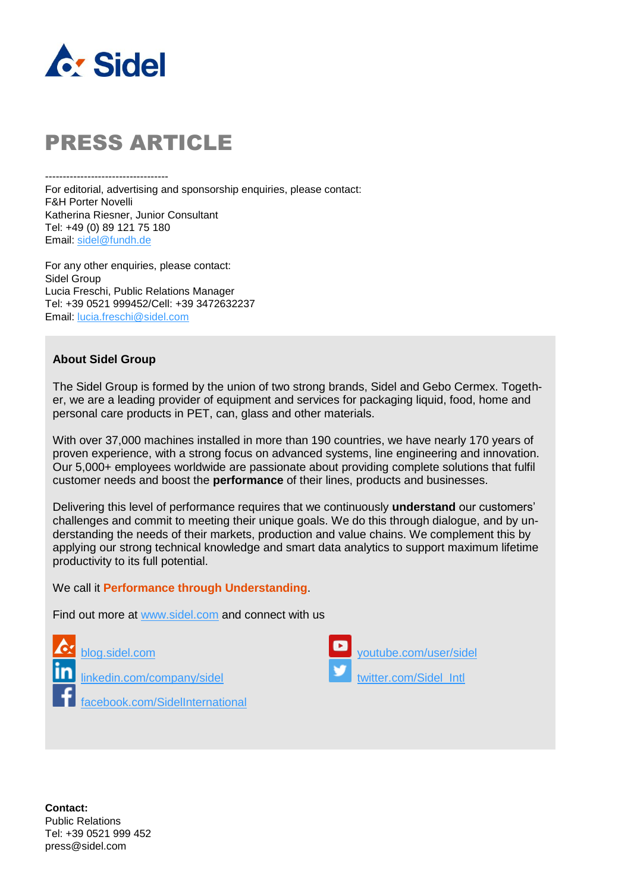# PRESS ARTICLE

-----------------------------------
For editorial, advertising and sponsorship enquiries, please contact:
F&H Porter Novelli
Katherina Riesner, Junior Consultant
Tel: +49 (0) 89 121 75 180
Email: sidel@fundh.de

For any other enquiries, please contact:
Sidel Group
Lucia Freschi, Public Relations Manager
Tel: +39 0521 999452/Cell: +39 3472632237
Email: lucia.freschi@sidel.com

**About Sidel Group**

The Sidel Group is formed by the union of two strong brands, Sidel and Gebo Cermex. Together, we are a leading provider of equipment and services for packaging liquid, food, home and personal care products in PET, can, glass and other materials.

With over 37,000 machines installed in more than 190 countries, we have nearly 170 years of proven experience, with a strong focus on advanced systems, line engineering and innovation. Our 5,000+ employees worldwide are passionate about providing complete solutions that fulfil customer needs and boost the **performance** of their lines, products and businesses.

Delivering this level of performance requires that we continuously **understand** our customers' challenges and commit to meeting their unique goals. We do this through dialogue, and by understanding the needs of their markets, production and value chains. We complement this by applying our strong technical knowledge and smart data analytics to support maximum lifetime productivity to its full potential.

We call it **Performance through Understanding**.

Find out more at www.sidel.com and connect with us

blog.sidel.com
linkedin.com/company/sidel
facebook.com/SidelInternational
youtube.com/user/sidel
twitter.com/Sidel_Intl

**Contact:**
Public Relations
Tel: +39 0521 999 452
press@sidel.com